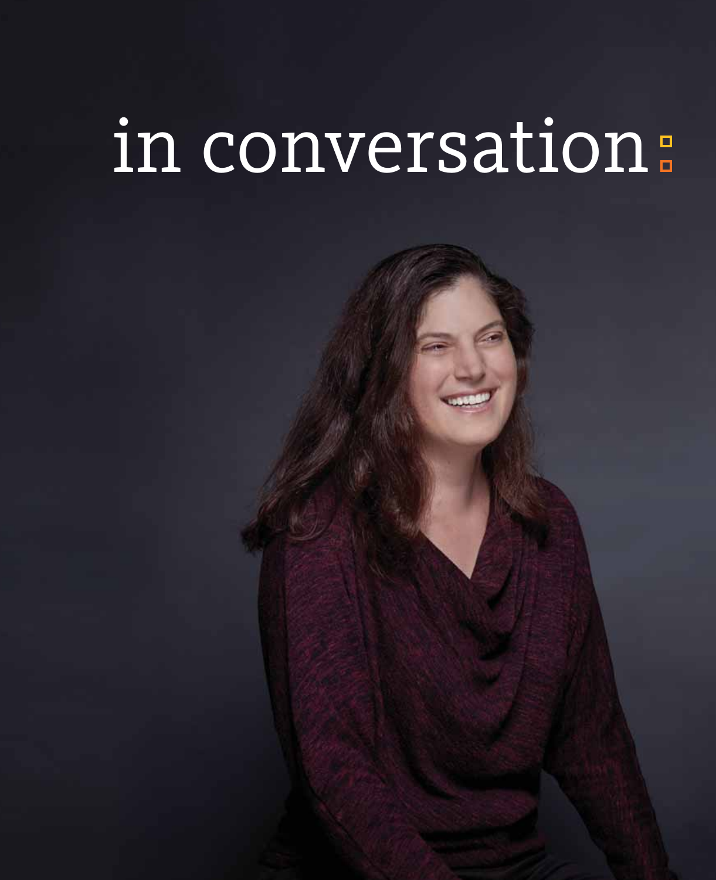# in conversation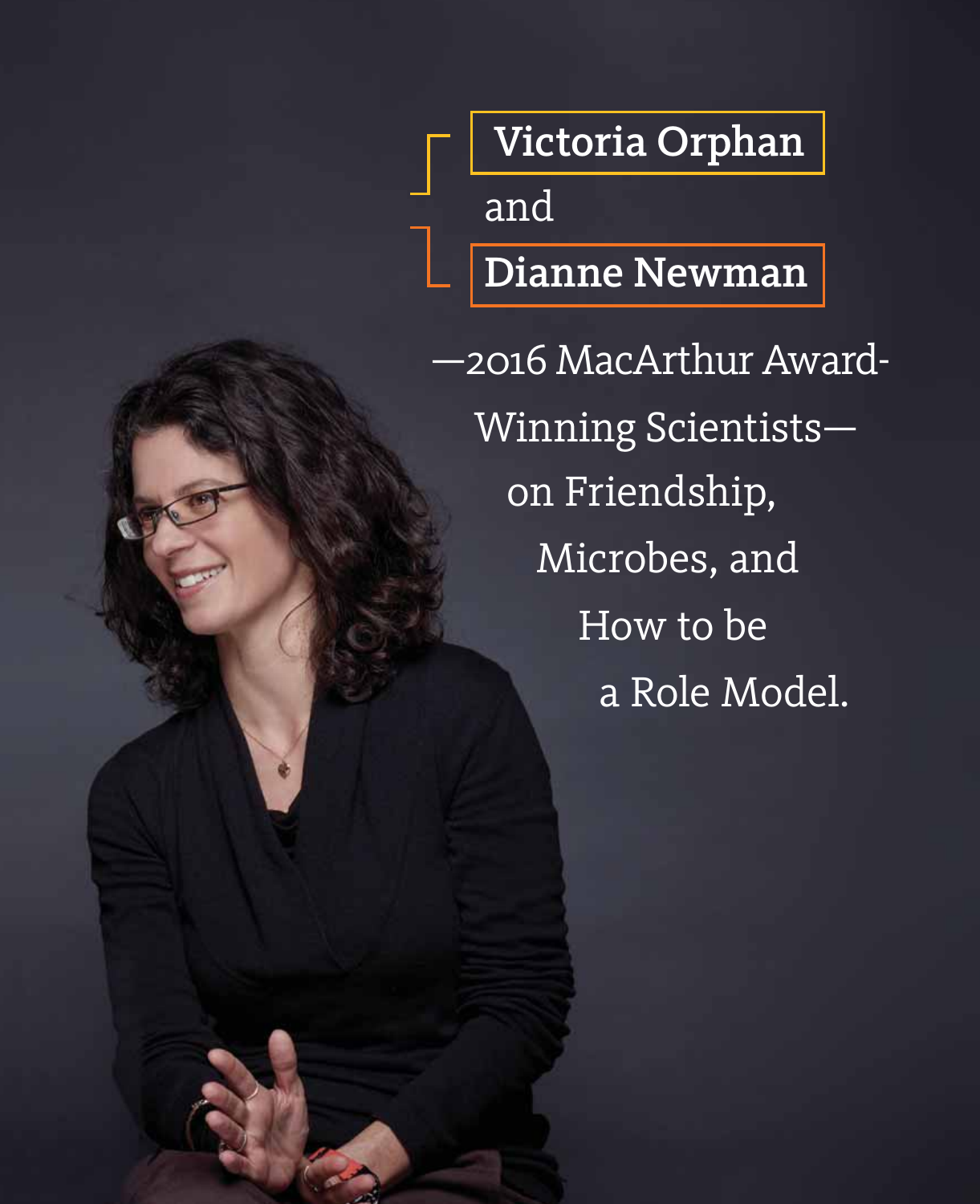# Victoria Orphan and Dianne Newman

—2016 MacArthur Award-Winning Scientists—on Friendship, Microbes, and How to be a Role Model.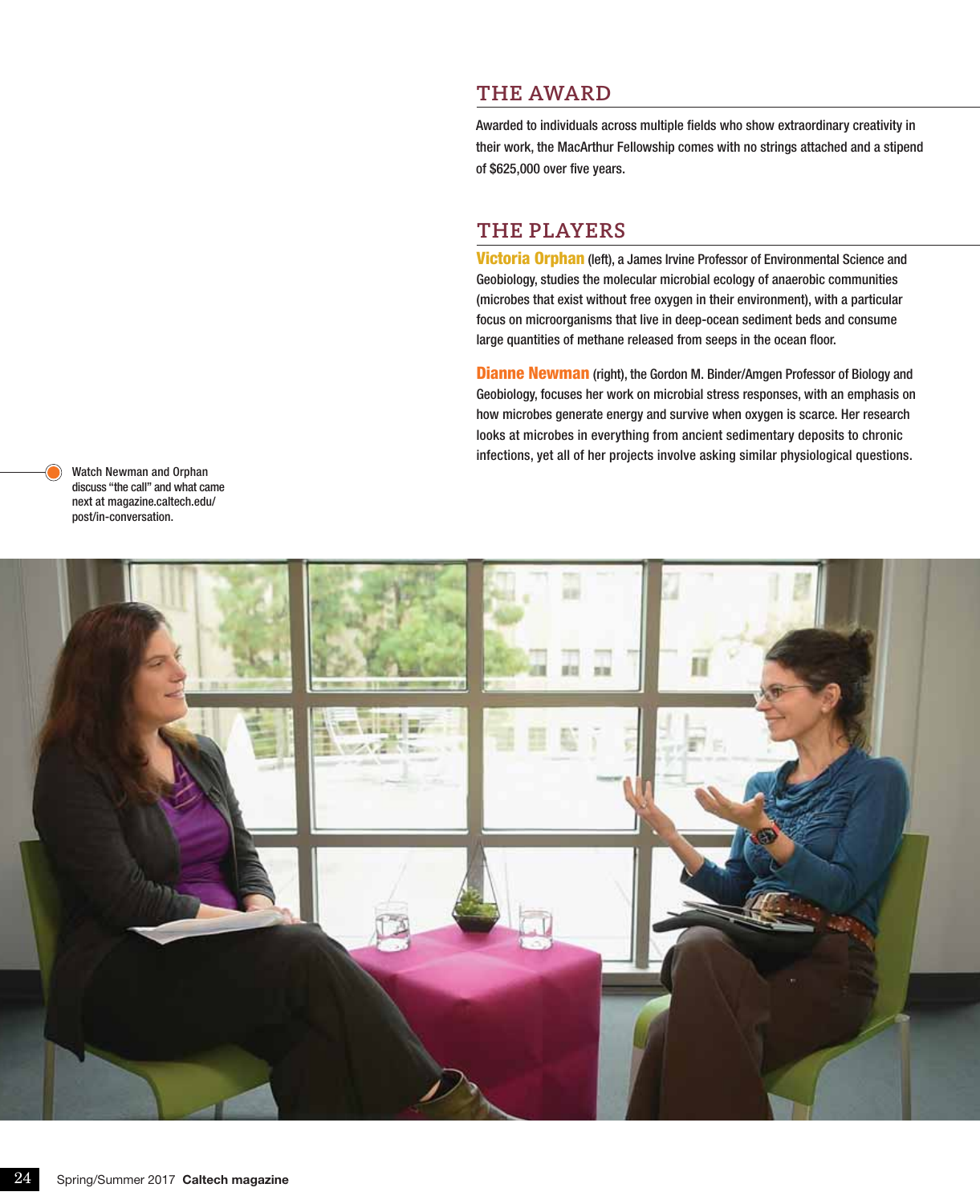## THE AWARD

Awarded to individuals across multiple fields who show extraordinary creativity in their work, the MacArthur Fellowship comes with no strings attached and a stipend of $625,000 over five years.

## THE PLAYERS

**Victoria Orphan** (left), a James Irvine Professor of Environmental Science and Geobiology, studies the molecular microbial ecology of anaerobic communities (microbes that exist without free oxygen in their environment), with a particular focus on microorganisms that live in deep-ocean sediment beds and consume large quantities of methane released from seeps in the ocean floor.

**Dianne Newman** (right), the Gordon M. Binder/Amgen Professor of Biology and Geobiology, focuses her work on microbial stress responses, with an emphasis on how microbes generate energy and survive when oxygen is scarce. Her research looks at microbes in everything from ancient sedimentary deposits to chronic infections, yet all of her projects involve asking similar physiological questions.

Watch Newman and Orphan discuss "the call" and what came next at magazine.caltech.edu/post/in-conversation.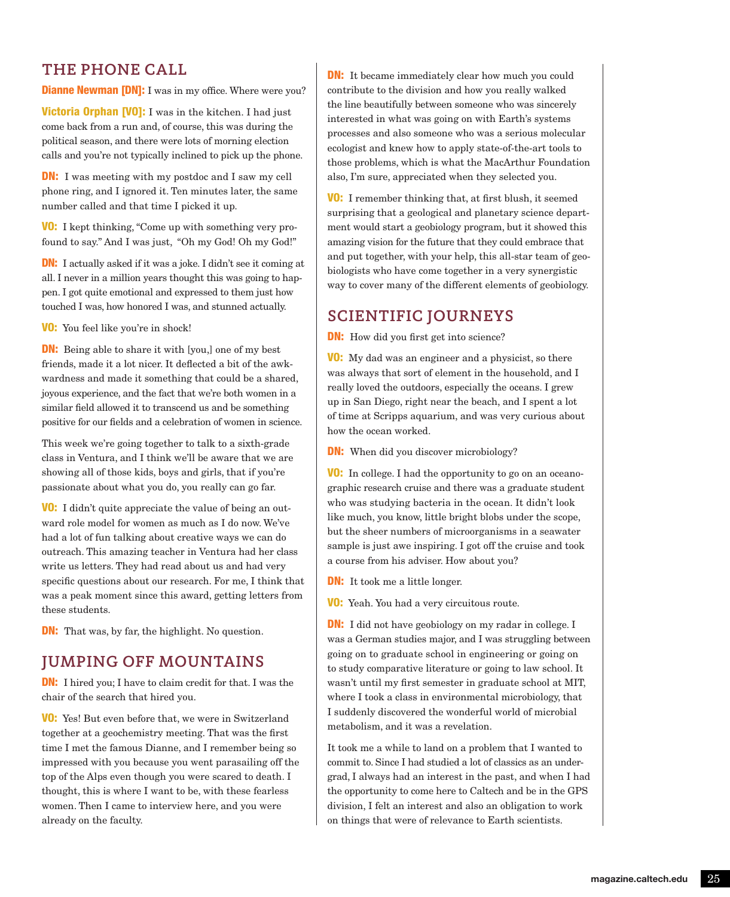## THE PHONE CALL

**Dianne Newman [DN]:** I was in my office. Where were you?

**Victoria Orphan [VO]:** I was in the kitchen. I had just come back from a run and, of course, this was during the political season, and there were lots of morning election calls and you're not typically inclined to pick up the phone.

**DN:** I was meeting with my postdoc and I saw my cell phone ring, and I ignored it. Ten minutes later, the same number called and that time I picked it up.

**VO:** I kept thinking, "Come up with something very profound to say." And I was just, "Oh my God! Oh my God!"

**DN:** I actually asked if it was a joke. I didn't see it coming at all. I never in a million years thought this was going to happen. I got quite emotional and expressed to them just how touched I was, how honored I was, and stunned actually.

**VO:** You feel like you're in shock!

**DN:** Being able to share it with [you,] one of my best friends, made it a lot nicer. It deflected a bit of the awkwardness and made it something that could be a shared, joyous experience, and the fact that we're both women in a similar field allowed it to transcend us and be something positive for our fields and a celebration of women in science.

This week we're going together to talk to a sixth-grade class in Ventura, and I think we'll be aware that we are showing all of those kids, boys and girls, that if you're passionate about what you do, you really can go far.

**VO:** I didn't quite appreciate the value of being an outward role model for women as much as I do now. We've had a lot of fun talking about creative ways we can do outreach. This amazing teacher in Ventura had her class write us letters. They had read about us and had very specific questions about our research. For me, I think that was a peak moment since this award, getting letters from these students.

**DN:** That was, by far, the highlight. No question.

## JUMPING OFF MOUNTAINS

**DN:** I hired you; I have to claim credit for that. I was the chair of the search that hired you.

**VO:** Yes! But even before that, we were in Switzerland together at a geochemistry meeting. That was the first time I met the famous Dianne, and I remember being so impressed with you because you went parasailing off the top of the Alps even though you were scared to death. I thought, this is where I want to be, with these fearless women. Then I came to interview here, and you were already on the faculty.

**DN:** It became immediately clear how much you could contribute to the division and how you really walked the line beautifully between someone who was sincerely interested in what was going on with Earth's systems processes and also someone who was a serious molecular ecologist and knew how to apply state-of-the-art tools to those problems, which is what the MacArthur Foundation also, I'm sure, appreciated when they selected you.

**VO:** I remember thinking that, at first blush, it seemed surprising that a geological and planetary science department would start a geobiology program, but it showed this amazing vision for the future that they could embrace that and put together, with your help, this all-star team of geobiologists who have come together in a very synergistic way to cover many of the different elements of geobiology.

## SCIENTIFIC JOURNEYS

**DN:** How did you first get into science?

**VO:** My dad was an engineer and a physicist, so there was always that sort of element in the household, and I really loved the outdoors, especially the oceans. I grew up in San Diego, right near the beach, and I spent a lot of time at Scripps aquarium, and was very curious about how the ocean worked.

**DN:** When did you discover microbiology?

**VO:** In college. I had the opportunity to go on an oceanographic research cruise and there was a graduate student who was studying bacteria in the ocean. It didn't look like much, you know, little bright blobs under the scope, but the sheer numbers of microorganisms in a seawater sample is just awe inspiring. I got off the cruise and took a course from his adviser. How about you?

**DN:** It took me a little longer.

**VO:** Yeah. You had a very circuitous route.

**DN:** I did not have geobiology on my radar in college. I was a German studies major, and I was struggling between going on to graduate school in engineering or going on to study comparative literature or going to law school. It wasn't until my first semester in graduate school at MIT, where I took a class in environmental microbiology, that I suddenly discovered the wonderful world of microbial metabolism, and it was a revelation.

It took me a while to land on a problem that I wanted to commit to. Since I had studied a lot of classics as an undergrad, I always had an interest in the past, and when I had the opportunity to come here to Caltech and be in the GPS division, I felt an interest and also an obligation to work on things that were of relevance to Earth scientists.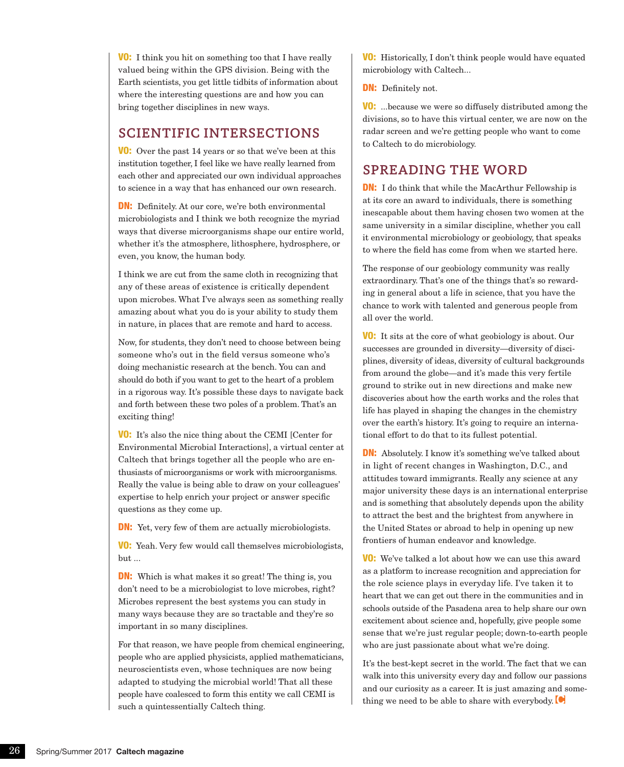**VO:** I think you hit on something too that I have really valued being within the GPS division. Being with the Earth scientists, you get little tidbits of information about where the interesting questions are and how you can bring together disciplines in new ways.

## SCIENTIFIC INTERSECTIONS

**VO:** Over the past 14 years or so that we've been at this institution together, I feel like we have really learned from each other and appreciated our own individual approaches to science in a way that has enhanced our own research.

**DN:** Definitely. At our core, we're both environmental microbiologists and I think we both recognize the myriad ways that diverse microorganisms shape our entire world, whether it's the atmosphere, lithosphere, hydrosphere, or even, you know, the human body.

I think we are cut from the same cloth in recognizing that any of these areas of existence is critically dependent upon microbes. What I've always seen as something really amazing about what you do is your ability to study them in nature, in places that are remote and hard to access.

Now, for students, they don't need to choose between being someone who's out in the field versus someone who's doing mechanistic research at the bench. You can and should do both if you want to get to the heart of a problem in a rigorous way. It's possible these days to navigate back and forth between these two poles of a problem. That's an exciting thing!

**VO:** It's also the nice thing about the CEMI [Center for Environmental Microbial Interactions], a virtual center at Caltech that brings together all the people who are enthusiasts of microorganisms or work with microorganisms. Really the value is being able to draw on your colleagues' expertise to help enrich your project or answer specific questions as they come up.

**DN:** Yet, very few of them are actually microbiologists.

**VO:** Yeah. Very few would call themselves microbiologists, but ...

**DN:** Which is what makes it so great! The thing is, you don't need to be a microbiologist to love microbes, right? Microbes represent the best systems you can study in many ways because they are so tractable and they're so important in so many disciplines.

For that reason, we have people from chemical engineering, people who are applied physicists, applied mathematicians, neuroscientists even, whose techniques are now being adapted to studying the microbial world! That all these people have coalesced to form this entity we call CEMI is such a quintessentially Caltech thing.

**VO:** Historically, I don't think people would have equated microbiology with Caltech...

**DN:** Definitely not.

**VO:** ...because we were so diffusely distributed among the divisions, so to have this virtual center, we are now on the radar screen and we're getting people who want to come to Caltech to do microbiology.

## SPREADING THE WORD

**DN:** I do think that while the MacArthur Fellowship is at its core an award to individuals, there is something inescapable about them having chosen two women at the same university in a similar discipline, whether you call it environmental microbiology or geobiology, that speaks to where the field has come from when we started here.

The response of our geobiology community was really extraordinary. That's one of the things that's so rewarding in general about a life in science, that you have the chance to work with talented and generous people from all over the world.

**VO:** It sits at the core of what geobiology is about. Our successes are grounded in diversity—diversity of disciplines, diversity of ideas, diversity of cultural backgrounds from around the globe—and it's made this very fertile ground to strike out in new directions and make new discoveries about how the earth works and the roles that life has played in shaping the changes in the chemistry over the earth's history. It's going to require an international effort to do that to its fullest potential.

**DN:** Absolutely. I know it's something we've talked about in light of recent changes in Washington, D.C., and attitudes toward immigrants. Really any science at any major university these days is an international enterprise and is something that absolutely depends upon the ability to attract the best and the brightest from anywhere in the United States or abroad to help in opening up new frontiers of human endeavor and knowledge.

**VO:** We've talked a lot about how we can use this award as a platform to increase recognition and appreciation for the role science plays in everyday life. I've taken it to heart that we can get out there in the communities and in schools outside of the Pasadena area to help share our own excitement about science and, hopefully, give people some sense that we're just regular people; down-to-earth people who are just passionate about what we're doing.

It's the best-kept secret in the world. The fact that we can walk into this university every day and follow our passions and our curiosity as a career. It is just amazing and something we need to be able to share with everybody.